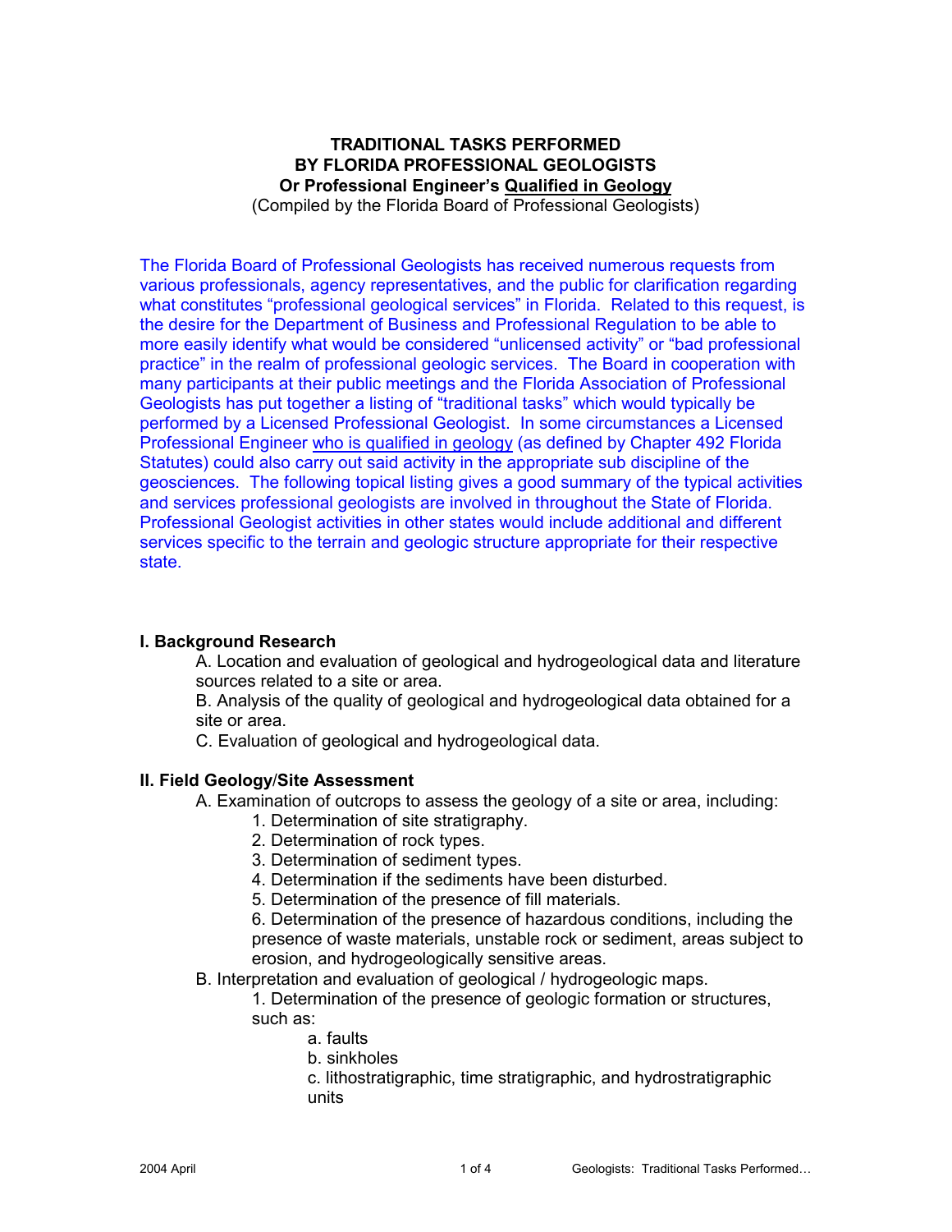# TRADITIONAL TASKS PERFORMED BY FLORIDA PROFESSIONAL GEOLOGISTS

**Or Professional Engineer's <u>Qualified in Geology</u>**

(Compiled by the Florida Board of Professional Geologists)

The Florida Board of Professional Geologists has received numerous requests from various professionals, agency representatives, and the public for clarification regarding what constitutes "professional geological services" in Florida. Related to this request, is the desire for the Department of Business and Professional Regulation to be able to more easily identify what would be considered "unlicensed activity" or "bad professional practice" in the realm of professional geologic services. The Board in cooperation with many participants at their public meetings and the Florida Association of Professional Geologists has put together a listing of "traditional tasks" which would typically be performed by a Licensed Professional Geologist. In some circumstances a Licensed Professional Engineer <u>who is qualified in geology</u> (as defined by Chapter 492 Florida Statutes) could also carry out said activity in the appropriate sub discipline of the geosciences. The following topical listing gives a good summary of the typical activities and services professional geologists are involved in throughout the State of Florida. Professional Geologist activities in other states would include additional and different services specific to the terrain and geologic structure appropriate for their respective state.

## I. Background Research

A. Location and evaluation of geological and hydrogeological data and literature sources related to a site or area.

B. Analysis of the quality of geological and hydrogeological data obtained for a site or area.

C. Evaluation of geological and hydrogeological data.

## II. Field Geology/Site Assessment

A. Examination of outcrops to assess the geology of a site or area, including:

1. Determination of site stratigraphy.
2. Determination of rock types.
3. Determination of sediment types.
4. Determination if the sediments have been disturbed.
5. Determination of the presence of fill materials.
6. Determination of the presence of hazardous conditions, including the presence of waste materials, unstable rock or sediment, areas subject to erosion, and hydrogeologically sensitive areas.

B. Interpretation and evaluation of geological / hydrogeologic maps.

1. Determination of the presence of geologic formation or structures, such as:
    a. faults
    b. sinkholes
    c. lithostratigraphic, time stratigraphic, and hydrostratigraphic units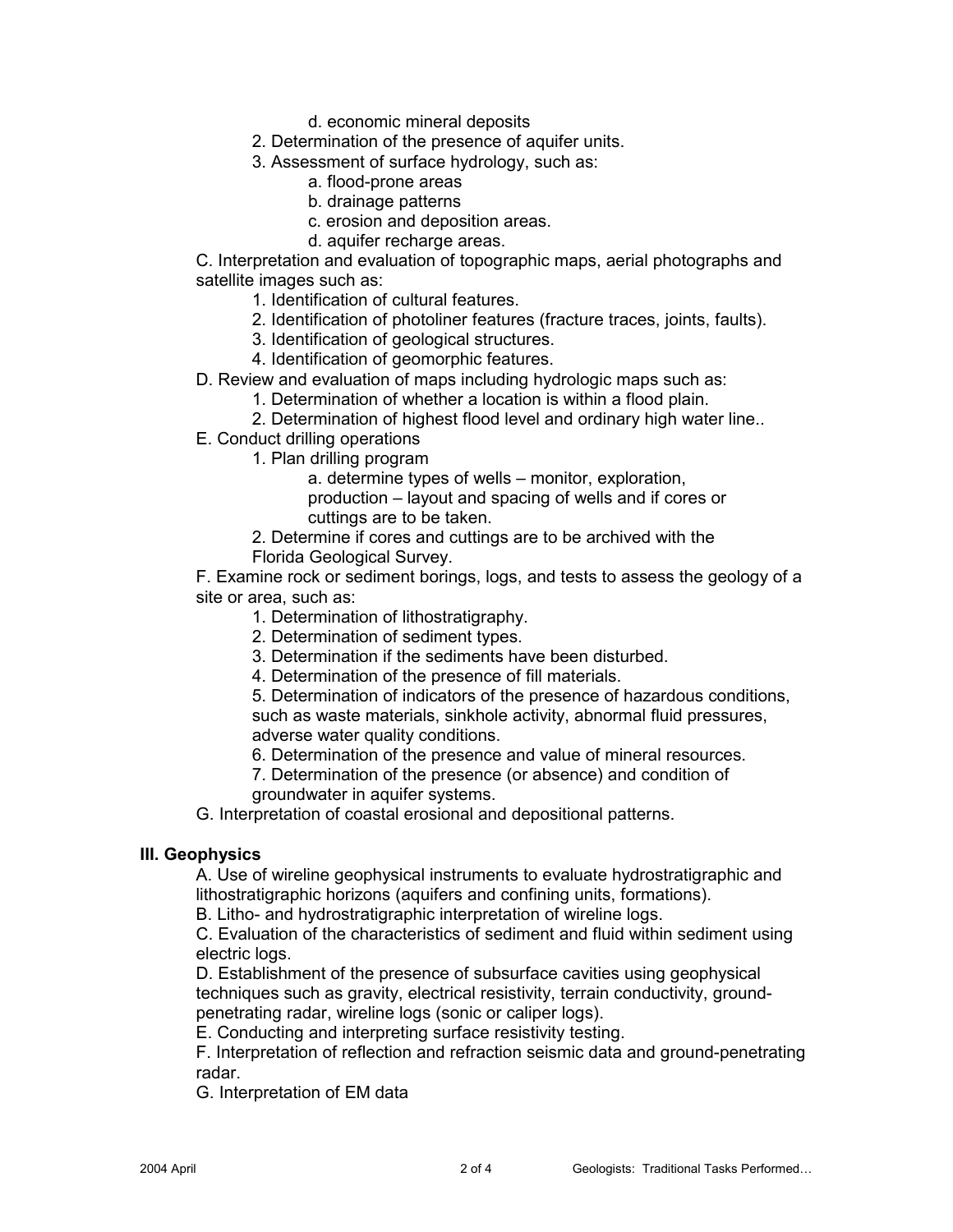d. economic mineral deposits

2. Determination of the presence of aquifer units.
3. Assessment of surface hydrology, such as:
    - a. flood-prone areas
    - b. drainage patterns
    - c. erosion and deposition areas.
    - d. aquifer recharge areas.

C. Interpretation and evaluation of topographic maps, aerial photographs and satellite images such as:

1. Identification of cultural features.
2. Identification of photoliner features (fracture traces, joints, faults).
3. Identification of geological structures.
4. Identification of geomorphic features.

D. Review and evaluation of maps including hydrologic maps such as:

1. Determination of whether a location is within a flood plain.
2. Determination of highest flood level and ordinary high water line..

E. Conduct drilling operations

1. Plan drilling program
    - a. determine types of wells – monitor, exploration, production – layout and spacing of wells and if cores or cuttings are to be taken.
2. Determine if cores and cuttings are to be archived with the Florida Geological Survey.

F. Examine rock or sediment borings, logs, and tests to assess the geology of a site or area, such as:

1. Determination of lithostratigraphy.
2. Determination of sediment types.
3. Determination if the sediments have been disturbed.
4. Determination of the presence of fill materials.
5. Determination of indicators of the presence of hazardous conditions, such as waste materials, sinkhole activity, abnormal fluid pressures, adverse water quality conditions.
6. Determination of the presence and value of mineral resources.
7. Determination of the presence (or absence) and condition of groundwater in aquifer systems.

G. Interpretation of coastal erosional and depositional patterns.

**III. Geophysics**

A. Use of wireline geophysical instruments to evaluate hydrostratigraphic and lithostratigraphic horizons (aquifers and confining units, formations).

B. Litho- and hydrostratigraphic interpretation of wireline logs.

C. Evaluation of the characteristics of sediment and fluid within sediment using electric logs.

D. Establishment of the presence of subsurface cavities using geophysical techniques such as gravity, electrical resistivity, terrain conductivity, ground-penetrating radar, wireline logs (sonic or caliper logs).

E. Conducting and interpreting surface resistivity testing.

F. Interpretation of reflection and refraction seismic data and ground-penetrating radar.

G. Interpretation of EM data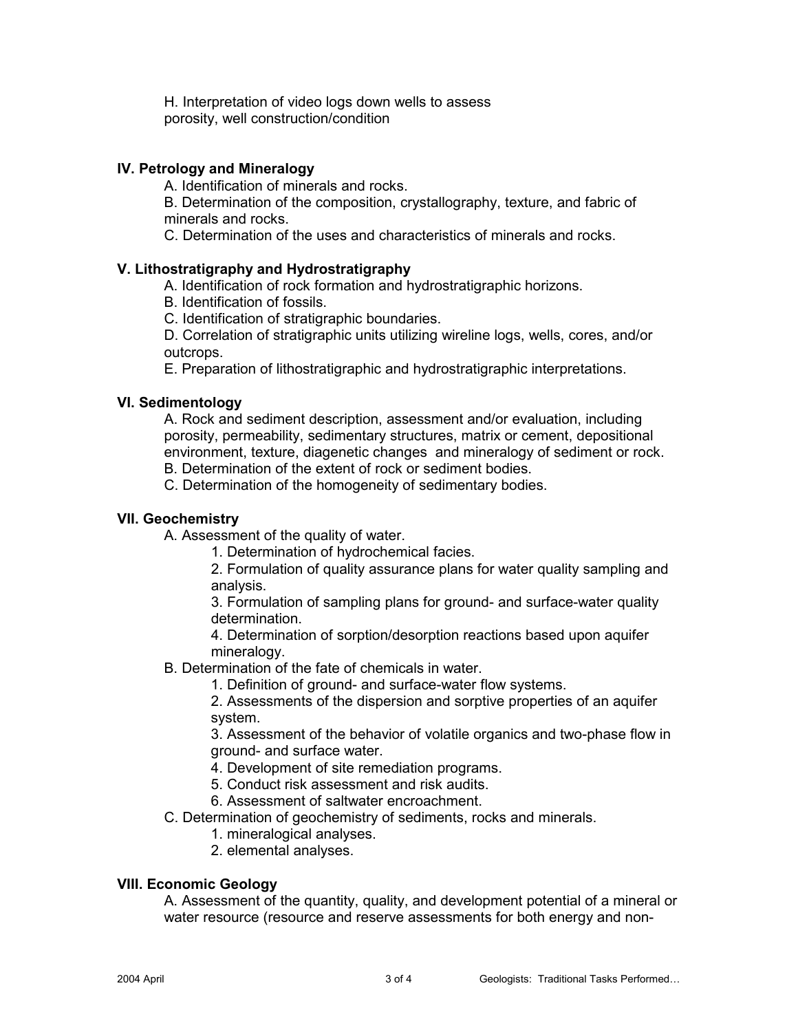H. Interpretation of video logs down wells to assess porosity, well construction/condition

**IV. Petrology and Mineralogy**

A. Identification of minerals and rocks.

B. Determination of the composition, crystallography, texture, and fabric of minerals and rocks.

C. Determination of the uses and characteristics of minerals and rocks.

**V. Lithostratigraphy and Hydrostratigraphy**

A. Identification of rock formation and hydrostratigraphic horizons.

B. Identification of fossils.

C. Identification of stratigraphic boundaries.

D. Correlation of stratigraphic units utilizing wireline logs, wells, cores, and/or outcrops.

E. Preparation of lithostratigraphic and hydrostratigraphic interpretations.

**VI. Sedimentology**

A. Rock and sediment description, assessment and/or evaluation, including porosity, permeability, sedimentary structures, matrix or cement, depositional environment, texture, diagenetic changes and mineralogy of sediment or rock.

B. Determination of the extent of rock or sediment bodies.

C. Determination of the homogeneity of sedimentary bodies.

**VII. Geochemistry**

A. Assessment of the quality of water.

1. Determination of hydrochemical facies.
2. Formulation of quality assurance plans for water quality sampling and analysis.
3. Formulation of sampling plans for ground- and surface-water quality determination.
4. Determination of sorption/desorption reactions based upon aquifer mineralogy.

B. Determination of the fate of chemicals in water.

1. Definition of ground- and surface-water flow systems.
2. Assessments of the dispersion and sorptive properties of an aquifer system.
3. Assessment of the behavior of volatile organics and two-phase flow in ground- and surface water.
4. Development of site remediation programs.
5. Conduct risk assessment and risk audits.
6. Assessment of saltwater encroachment.

C. Determination of geochemistry of sediments, rocks and minerals.

1. mineralogical analyses.
2. elemental analyses.

**VIII. Economic Geology**

A. Assessment of the quantity, quality, and development potential of a mineral or water resource (resource and reserve assessments for both energy and non-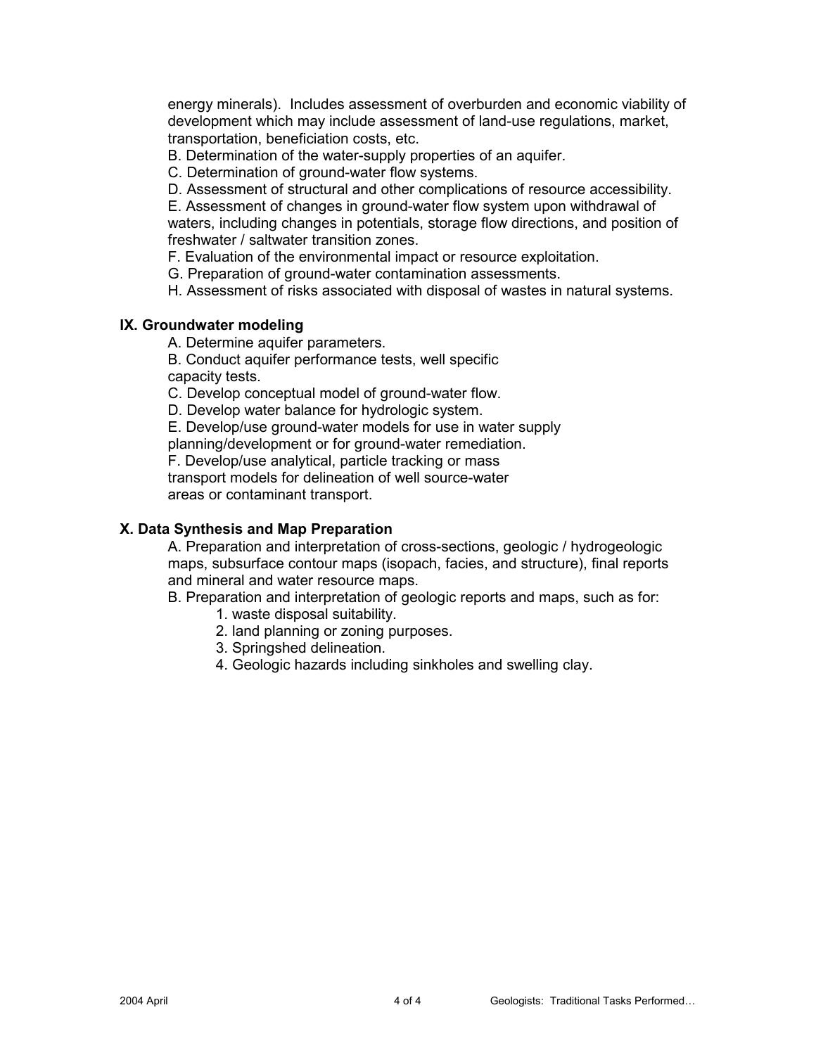energy minerals). Includes assessment of overburden and economic viability of development which may include assessment of land-use regulations, market, transportation, beneficiation costs, etc.

B. Determination of the water-supply properties of an aquifer.

C. Determination of ground-water flow systems.

D. Assessment of structural and other complications of resource accessibility.

E. Assessment of changes in ground-water flow system upon withdrawal of waters, including changes in potentials, storage flow directions, and position of freshwater / saltwater transition zones.

F. Evaluation of the environmental impact or resource exploitation.

G. Preparation of ground-water contamination assessments.

H. Assessment of risks associated with disposal of wastes in natural systems.

**IX. Groundwater modeling**

A. Determine aquifer parameters.

B. Conduct aquifer performance tests, well specific capacity tests.

C. Develop conceptual model of ground-water flow.

D. Develop water balance for hydrologic system.

E. Develop/use ground-water models for use in water supply planning/development or for ground-water remediation.

F. Develop/use analytical, particle tracking or mass transport models for delineation of well source-water areas or contaminant transport.

**X. Data Synthesis and Map Preparation**

A. Preparation and interpretation of cross-sections, geologic / hydrogeologic maps, subsurface contour maps (isopach, facies, and structure), final reports and mineral and water resource maps.

B. Preparation and interpretation of geologic reports and maps, such as for:

1. waste disposal suitability.
2. land planning or zoning purposes.
3. Springshed delineation.
4. Geologic hazards including sinkholes and swelling clay.